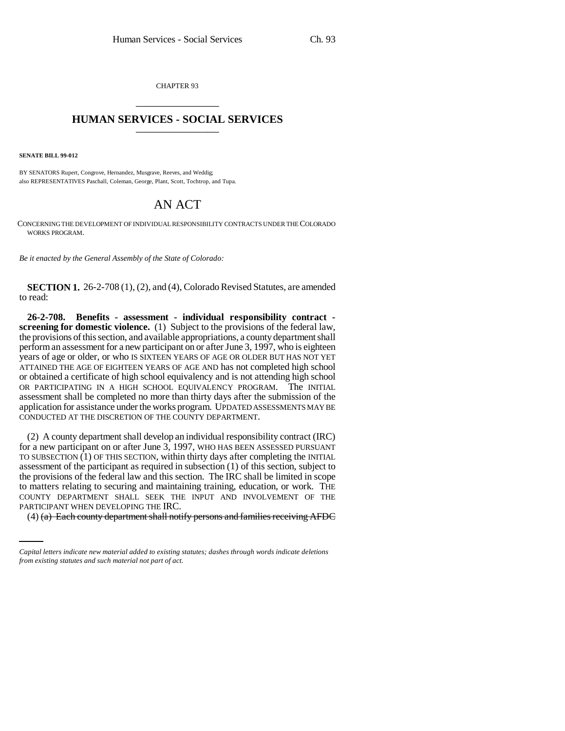CHAPTER 93

# HUMAN SERVICES - SOCIAL SERVICES

**SENATE BILL 99-012**

BY SENATORS Rupert, Congrove, Hernandez, Musgrave, Reeves, and Weddig;
also REPRESENTATIVES Paschall, Coleman, George, Plant, Scott, Tochtrop, and Tupa.

# AN ACT

CONCERNING THE DEVELOPMENT OF INDIVIDUAL RESPONSIBILITY CONTRACTS UNDER THE COLORADO WORKS PROGRAM.

*Be it enacted by the General Assembly of the State of Colorado:*

**SECTION 1.** 26-2-708 (1), (2), and (4), Colorado Revised Statutes, are amended to read:

**26-2-708. Benefits - assessment - individual responsibility contract - screening for domestic violence.** (1) Subject to the provisions of the federal law, the provisions of this section, and available appropriations, a county department shall perform an assessment for a new participant on or after June 3, 1997, who is eighteen years of age or older, or who IS SIXTEEN YEARS OF AGE OR OLDER BUT HAS NOT YET ATTAINED THE AGE OF EIGHTEEN YEARS OF AGE AND has not completed high school or obtained a certificate of high school equivalency and is not attending high school OR PARTICIPATING IN A HIGH SCHOOL EQUIVALENCY PROGRAM. The INITIAL assessment shall be completed no more than thirty days after the submission of the application for assistance under the works program. UPDATED ASSESSMENTS MAY BE CONDUCTED AT THE DISCRETION OF THE COUNTY DEPARTMENT.

(2) A county department shall develop an individual responsibility contract (IRC) for a new participant on or after June 3, 1997, WHO HAS BEEN ASSESSED PURSUANT TO SUBSECTION (1) OF THIS SECTION, within thirty days after completing the INITIAL assessment of the participant as required in subsection (1) of this section, subject to the provisions of the federal law and this section. The IRC shall be limited in scope to matters relating to securing and maintaining training, education, or work. THE COUNTY DEPARTMENT SHALL SEEK THE INPUT AND INVOLVEMENT OF THE PARTICIPANT WHEN DEVELOPING THE IRC.

(4) ~~(a) Each county department shall notify persons and families receiving AFDC~~

*Capital letters indicate new material added to existing statutes; dashes through words indicate deletions from existing statutes and such material not part of act.*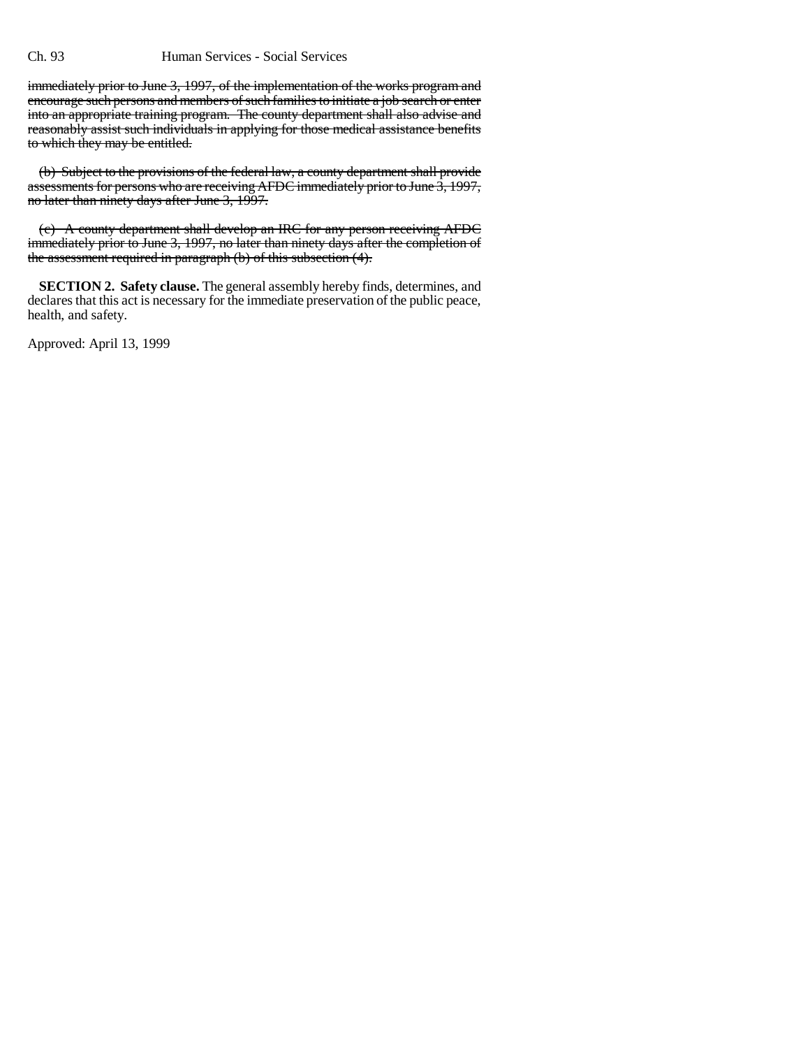~~immediately prior to June 3, 1997, of the implementation of the works program and encourage such persons and members of such families to initiate a job search or enter into an appropriate training program. The county department shall also advise and reasonably assist such individuals in applying for those medical assistance benefits to which they may be entitled.~~

~~(b) Subject to the provisions of the federal law, a county department shall provide assessments for persons who are receiving AFDC immediately prior to June 3, 1997, no later than ninety days after June 3, 1997.~~

~~(c) A county department shall develop an IRC for any person receiving AFDC immediately prior to June 3, 1997, no later than ninety days after the completion of the assessment required in paragraph (b) of this subsection (4).~~

**SECTION 2. Safety clause.** The general assembly hereby finds, determines, and declares that this act is necessary for the immediate preservation of the public peace, health, and safety.

Approved: April 13, 1999